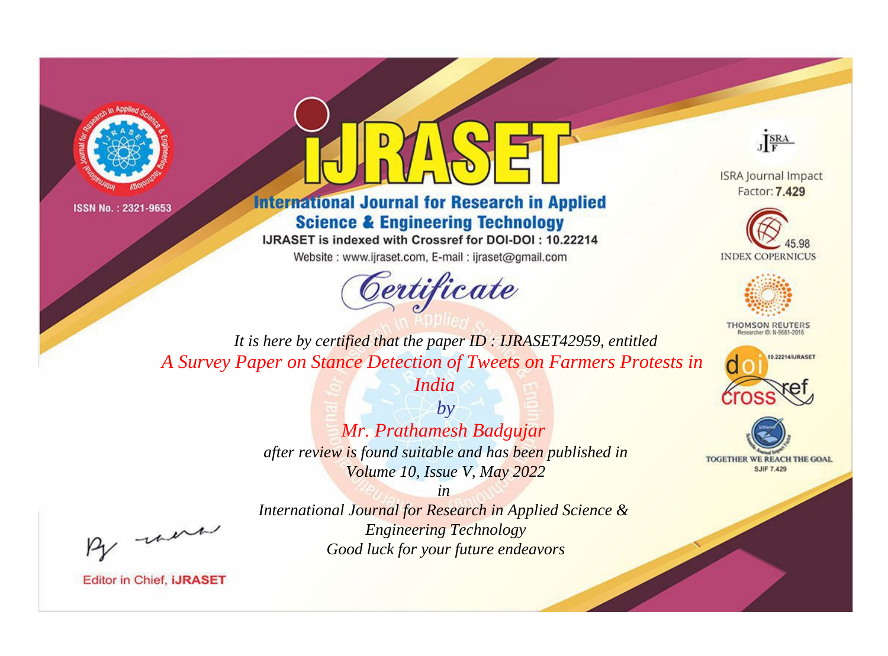ISSN No. : 2321-9653

# IJRASET

## International Journal for Research in Applied Science & Engineering Technology

IJRASET is indexed with Crossref for DOI-DOI : 10.22214

Website : www.ijraset.com, E-mail : ijraset@gmail.com

ISRA Journal Impact Factor: **7.429**

45.98 INDEX COPERNICUS

THOMSON REUTERS Researcher ID: N-9681-2016

10.22214/IJRASET

TOGETHER WE REACH THE GOAL SJIF 7.429

# *Certificate*

*It is here by certified that the paper ID : IJRASET42959, entitled*

*A Survey Paper on Stance Detection of Tweets on Farmers Protests in India*

*by*

*Mr. Prathamesh Badgujar*

*after review is found suitable and has been published in*

*Volume 10, Issue V, May 2022*

*in*

*International Journal for Research in Applied Science & Engineering Technology*

*Good luck for your future endeavors*

Editor in Chief, **IJRASET**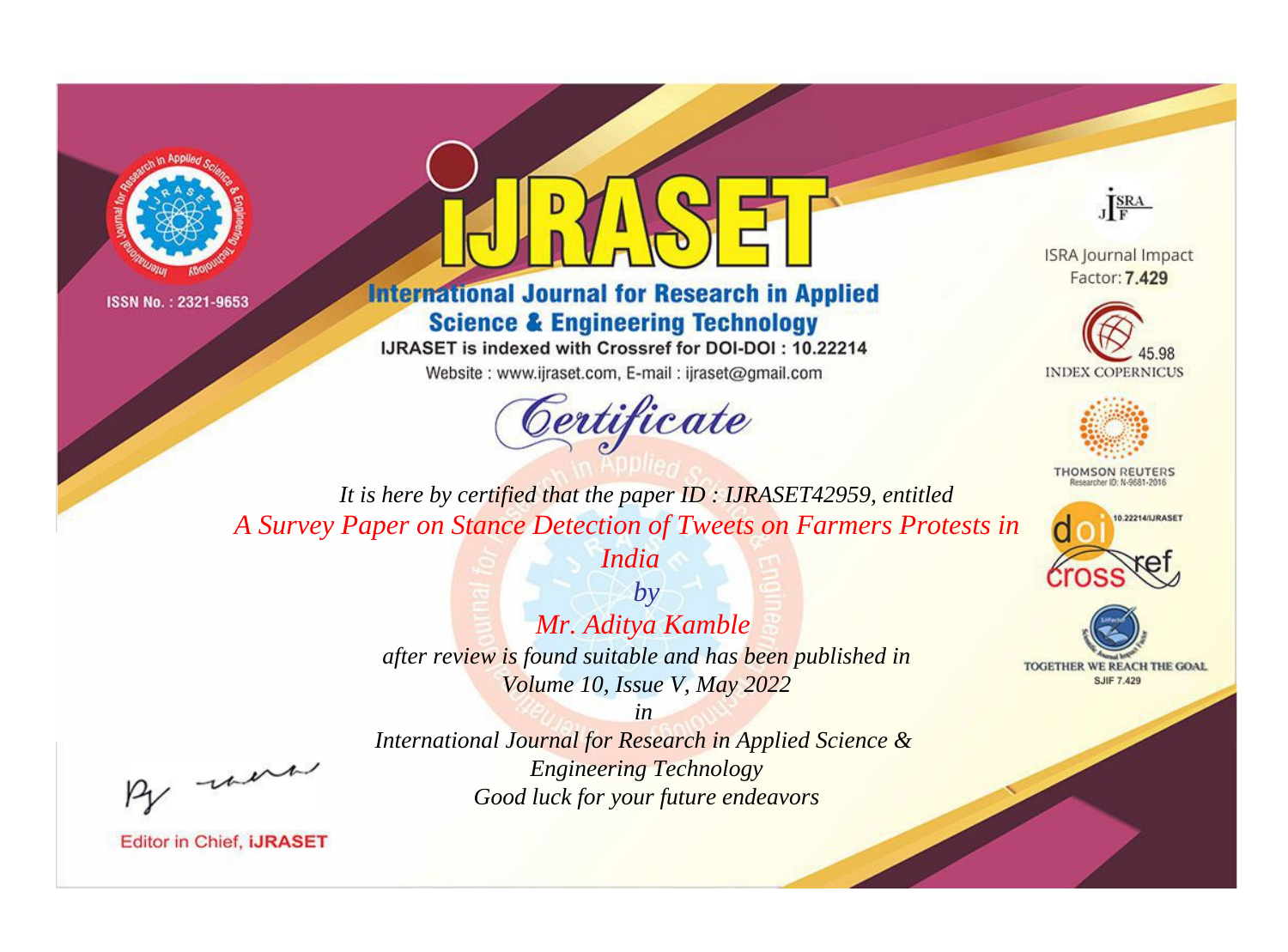ISSN No. : 2321-9653

# iJRASET

## International Journal for Research in Applied Science & Engineering Technology

IJRASET is indexed with Crossref for DOI-DOI : 10.22214

Website : www.ijraset.com, E-mail : ijraset@gmail.com

ISRA Journal Impact Factor: **7.429**

45.98 INDEX COPERNICUS

THOMSON REUTERS Researcher ID: N-9681-2016

10.22214/IJRASET

TOGETHER WE REACH THE GOAL SJIF 7.429

# Certificate

*It is here by certified that the paper ID : IJRASET42959, entitled*

*A Survey Paper on Stance Detection of Tweets on Farmers Protests in India*

*by*

*Mr. Aditya Kamble*

*after review is found suitable and has been published in*

*Volume 10, Issue V, May 2022*

*in*

*International Journal for Research in Applied Science & Engineering Technology*

*Good luck for your future endeavors*

Editor in Chief, **iJRASET**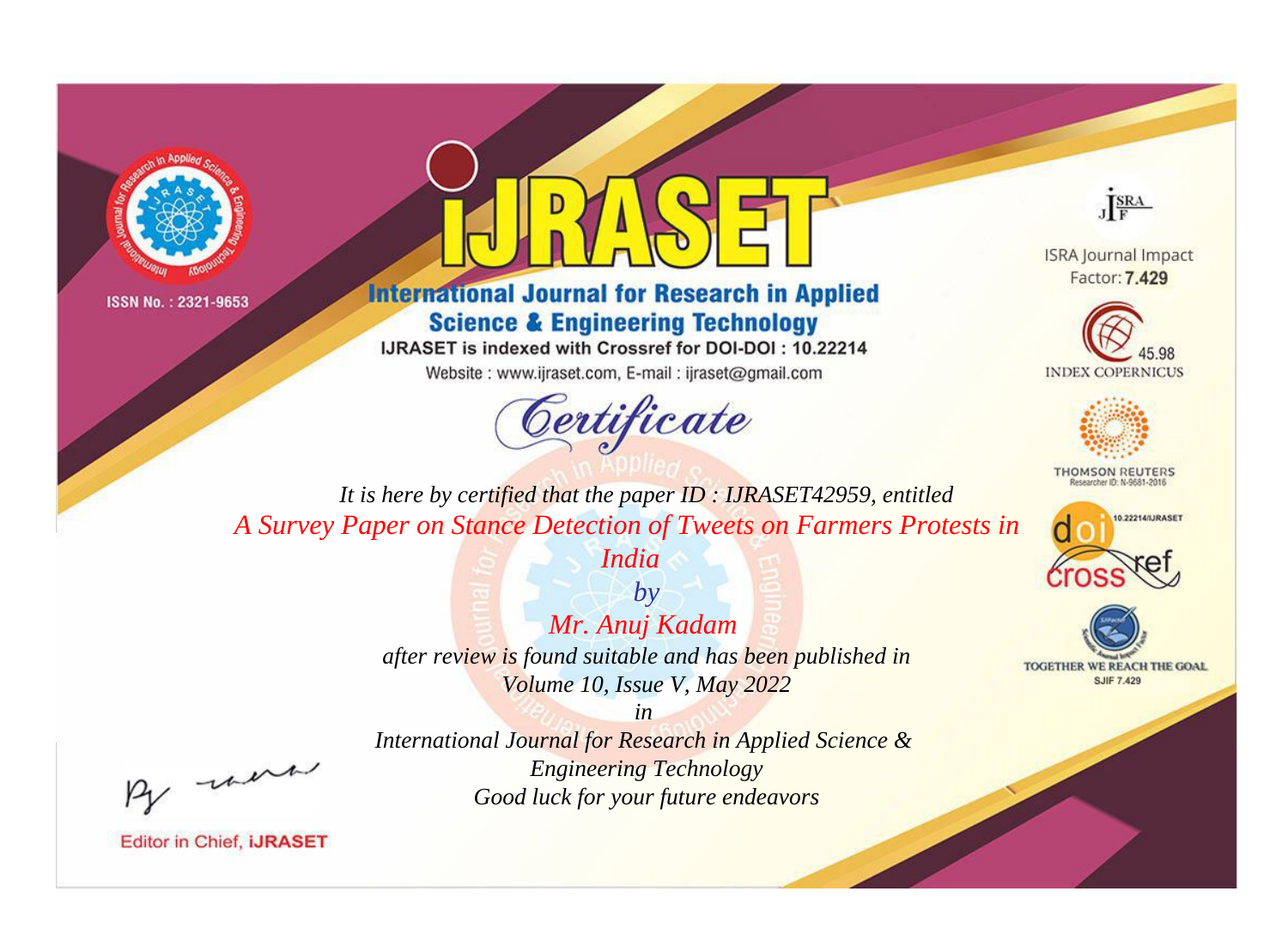ISSN No. : 2321-9653

# iJRASET

## International Journal for Research in Applied Science & Engineering Technology

IJRASET is indexed with Crossref for DOI-DOI : 10.22214

Website : www.ijraset.com, E-mail : ijraset@gmail.com

ISRA Journal Impact Factor: **7.429**

45.98 INDEX COPERNICUS

THOMSON REUTERS Researcher ID: N-9681-2016

10.22214/IJRASET

TOGETHER WE REACH THE GOAL SJIF 7.429

# Certificate

*It is here by certified that the paper ID : IJRASET42959, entitled*

*A Survey Paper on Stance Detection of Tweets on Farmers Protests in India*

*by*

*Mr. Anuj Kadam*

*after review is found suitable and has been published in*

*Volume 10, Issue V, May 2022*

*in*

*International Journal for Research in Applied Science & Engineering Technology*

*Good luck for your future endeavors*

Editor in Chief, iJRASET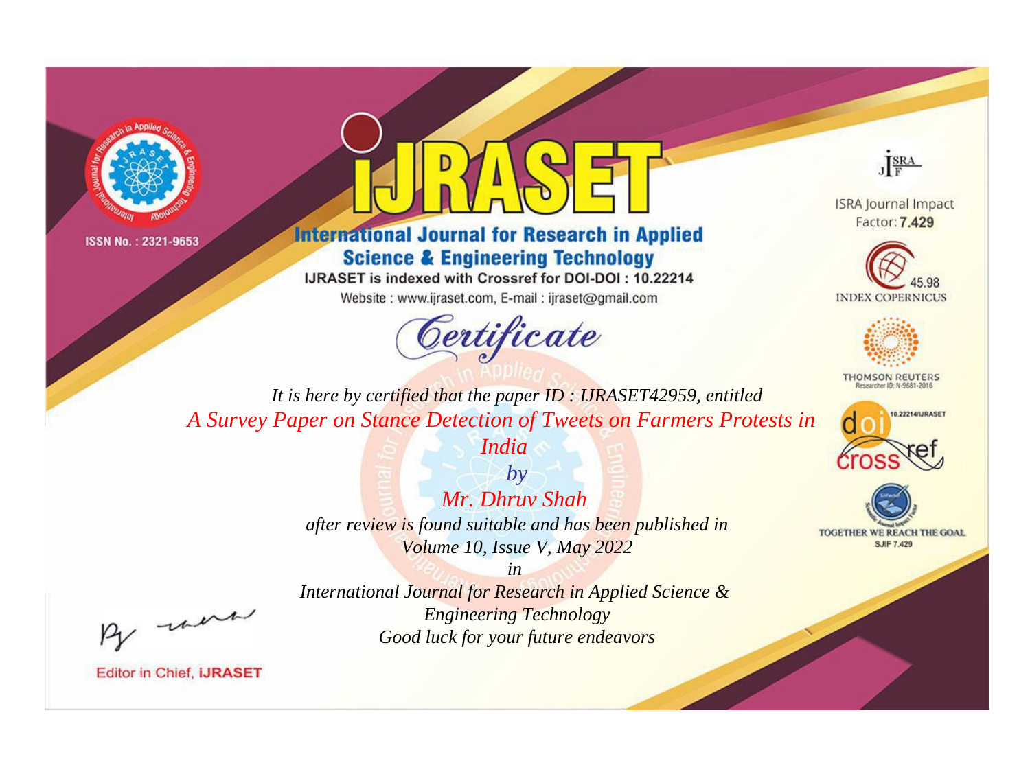ISSN No. : 2321-9653

# iJRASET

## International Journal for Research in Applied Science & Engineering Technology

IJRASET is indexed with Crossref for DOI-DOI : 10.22214

Website : www.ijraset.com, E-mail : ijraset@gmail.com

ISRA Journal Impact Factor: **7.429**

45.98 INDEX COPERNICUS

THOMSON REUTERS Researcher ID: N-9681-2016

10.22214/IJRASET

TOGETHER WE REACH THE GOAL SJIF 7.429

# *Certificate*

*It is here by certified that the paper ID : IJRASET42959, entitled*

*A Survey Paper on Stance Detection of Tweets on Farmers Protests in India*

*by*

*Mr. Dhruv Shah*

*after review is found suitable and has been published in*

*Volume 10, Issue V, May 2022*

*in*

*International Journal for Research in Applied Science & Engineering Technology*

*Good luck for your future endeavors*

Editor in Chief, **iJRASET**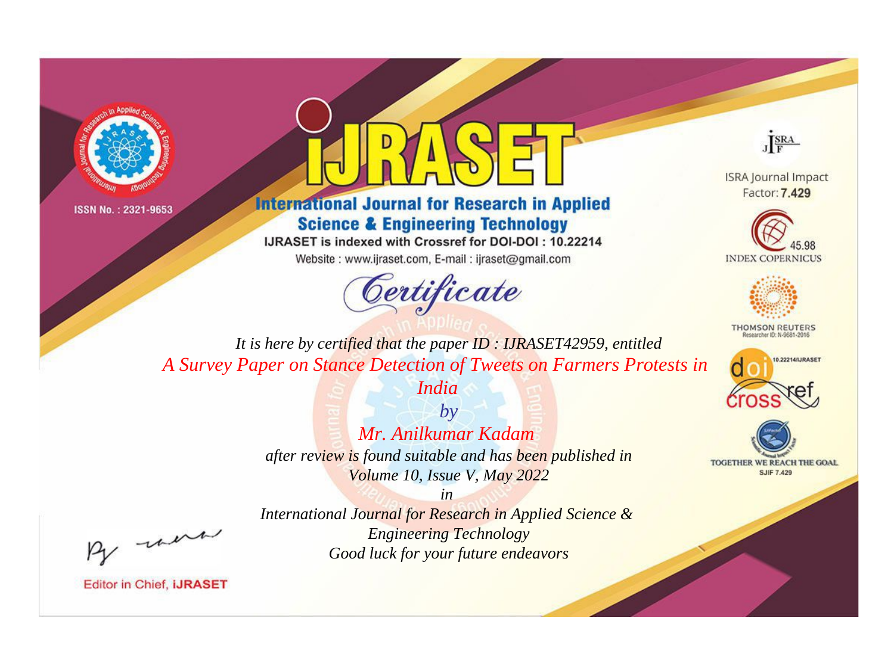ISSN No. : 2321-9653

# iJRASET

## International Journal for Research in Applied Science & Engineering Technology

IJRASET is indexed with Crossref for DOI-DOI : 10.22214

Website : www.ijraset.com, E-mail : ijraset@gmail.com

*Certificate*

*It is here by certified that the paper ID : IJRASET42959, entitled*

*A Survey Paper on Stance Detection of Tweets on Farmers Protests in India*

*by*

*Mr. Anilkumar Kadam*

*after review is found suitable and has been published in*

*Volume 10, Issue V, May 2022*

*in*

*International Journal for Research in Applied Science & Engineering Technology*

*Good luck for your future endeavors*

ISRA Journal Impact Factor: **7.429**

45.98 INDEX COPERNICUS

THOMSON REUTERS Researcher ID: N-9681-2016

10.22214/IJRASET

TOGETHER WE REACH THE GOAL SJIF 7.429

Editor in Chief, **iJRASET**